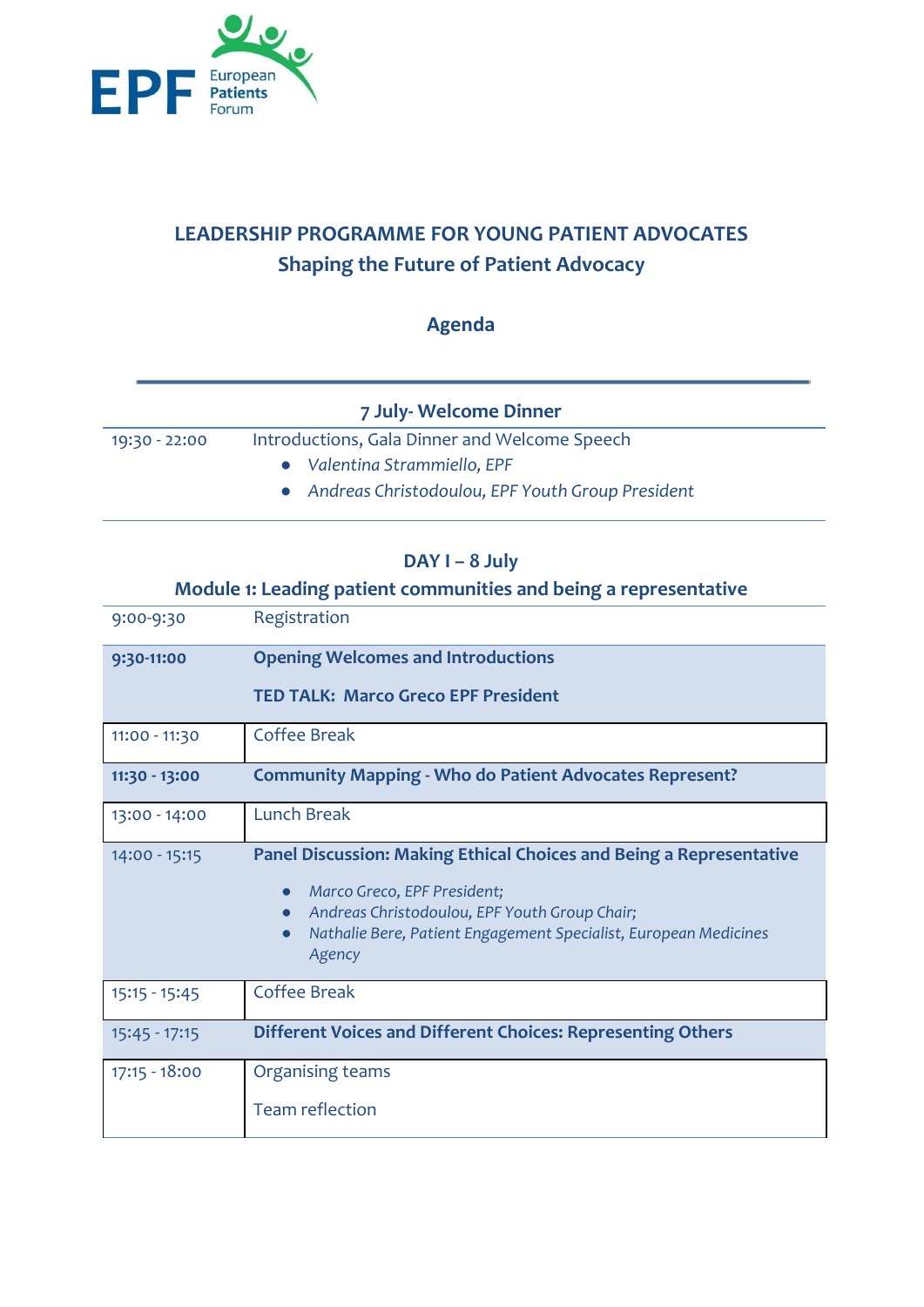EPF European Patients Forum

# LEADERSHIP PROGRAMME FOR YOUNG PATIENT ADVOCATES

## Shaping the Future of Patient Advocacy

### Agenda

### 7 July- Welcome Dinner

| | |
|---|---|
| 19:30 - 22:00 | Introductions, Gala Dinner and Welcome Speech<br>● *Valentina Strammiello, EPF*<br>● *Andreas Christodoulou, EPF Youth Group President* |

### DAY I – 8 July

### Module 1: Leading patient communities and being a representative

| | |
|---|---|
| 9:00-9:30 | Registration |
| **9:30-11:00** | **Opening Welcomes and Introductions**<br><br>**TED TALK: Marco Greco EPF President** |
| 11:00 - 11:30 | Coffee Break |
| **11:30 - 13:00** | **Community Mapping - Who do Patient Advocates Represent?** |
| 13:00 - 14:00 | Lunch Break |
| 14:00 - 15:15 | **Panel Discussion: Making Ethical Choices and Being a Representative**<br>● *Marco Greco, EPF President;*<br>● *Andreas Christodoulou, EPF Youth Group Chair;*<br>● *Nathalie Bere, Patient Engagement Specialist, European Medicines Agency* |
| 15:15 - 15:45 | Coffee Break |
| 15:45 - 17:15 | **Different Voices and Different Choices: Representing Others** |
| 17:15 - 18:00 | Organising teams<br><br>Team reflection |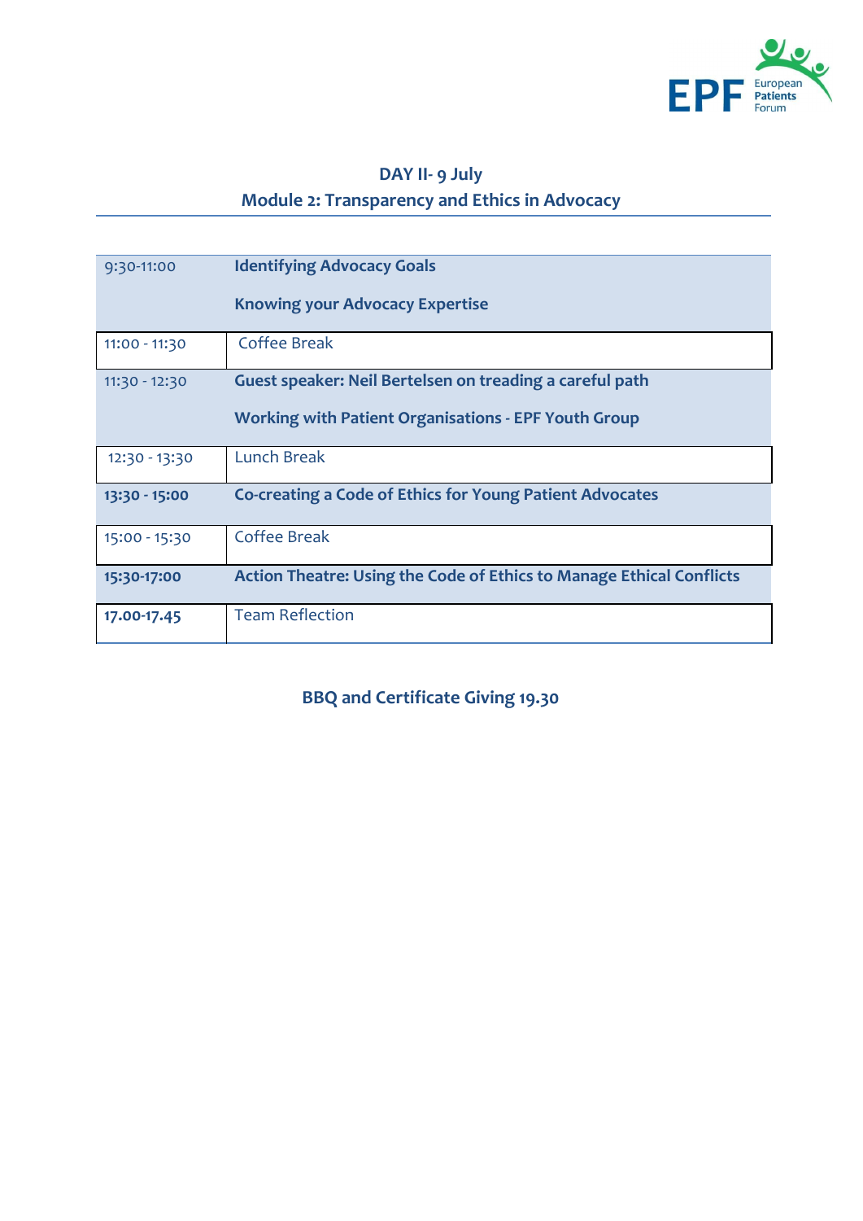## DAY II- 9 July
## Module 2: Transparency and Ethics in Advocacy

| | |
|---|---|
| 9:30-11:00 | **Identifying Advocacy Goals**<br><br>**Knowing your Advocacy Expertise** |
| 11:00 - 11:30 | Coffee Break |
| 11:30 - 12:30 | **Guest speaker: Neil Bertelsen on treading a careful path**<br><br>**Working with Patient Organisations - EPF Youth Group** |
| 12:30 - 13:30 | Lunch Break |
| **13:30 - 15:00** | **Co-creating a Code of Ethics for Young Patient Advocates** |
| 15:00 - 15:30 | Coffee Break |
| **15:30-17:00** | **Action Theatre: Using the Code of Ethics to Manage Ethical Conflicts** |
| **17.00-17.45** | Team Reflection |

**BBQ and Certificate Giving 19.30**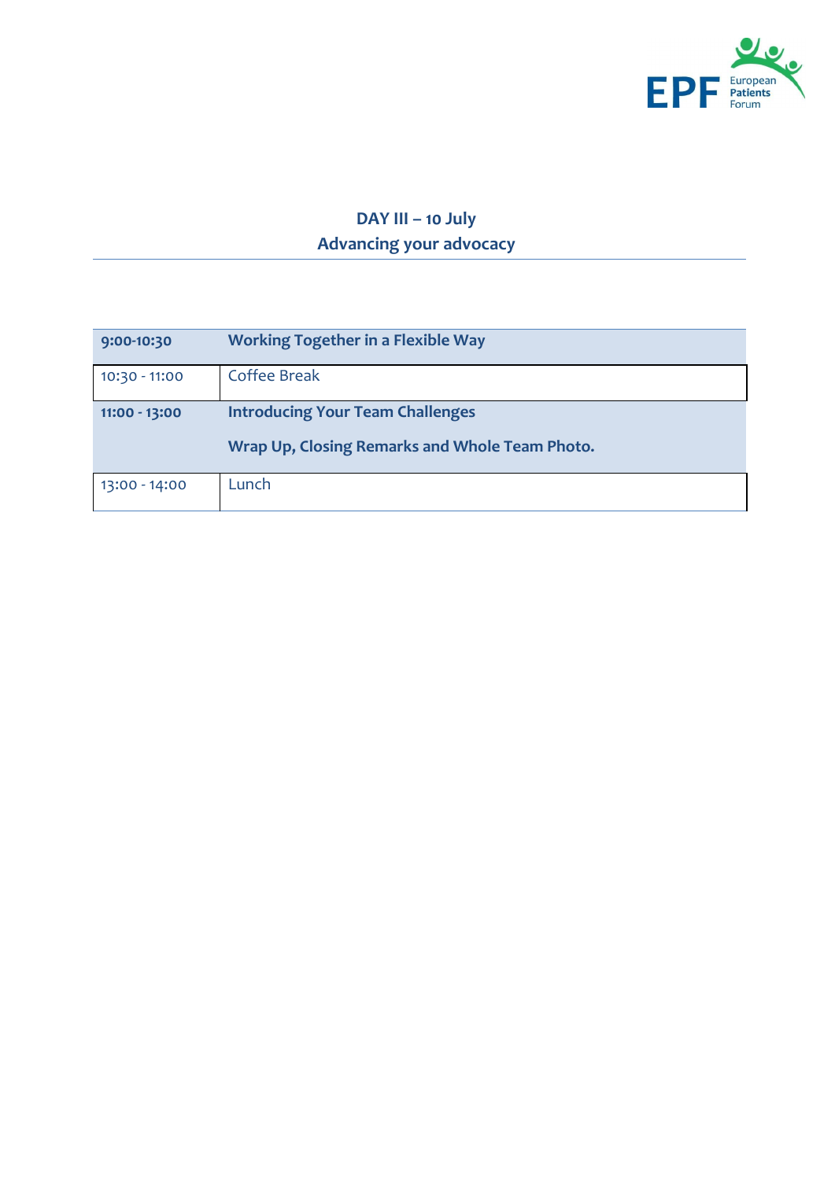## DAY III – 10 July
## Advancing your advocacy

| | |
|---|---|
| **9:00-10:30** | **Working Together in a Flexible Way** |
| 10:30 - 11:00 | Coffee Break |
| **11:00 - 13:00** | **Introducing Your Team Challenges**<br><br>**Wrap Up, Closing Remarks and Whole Team Photo.** |
| 13:00 - 14:00 | Lunch |